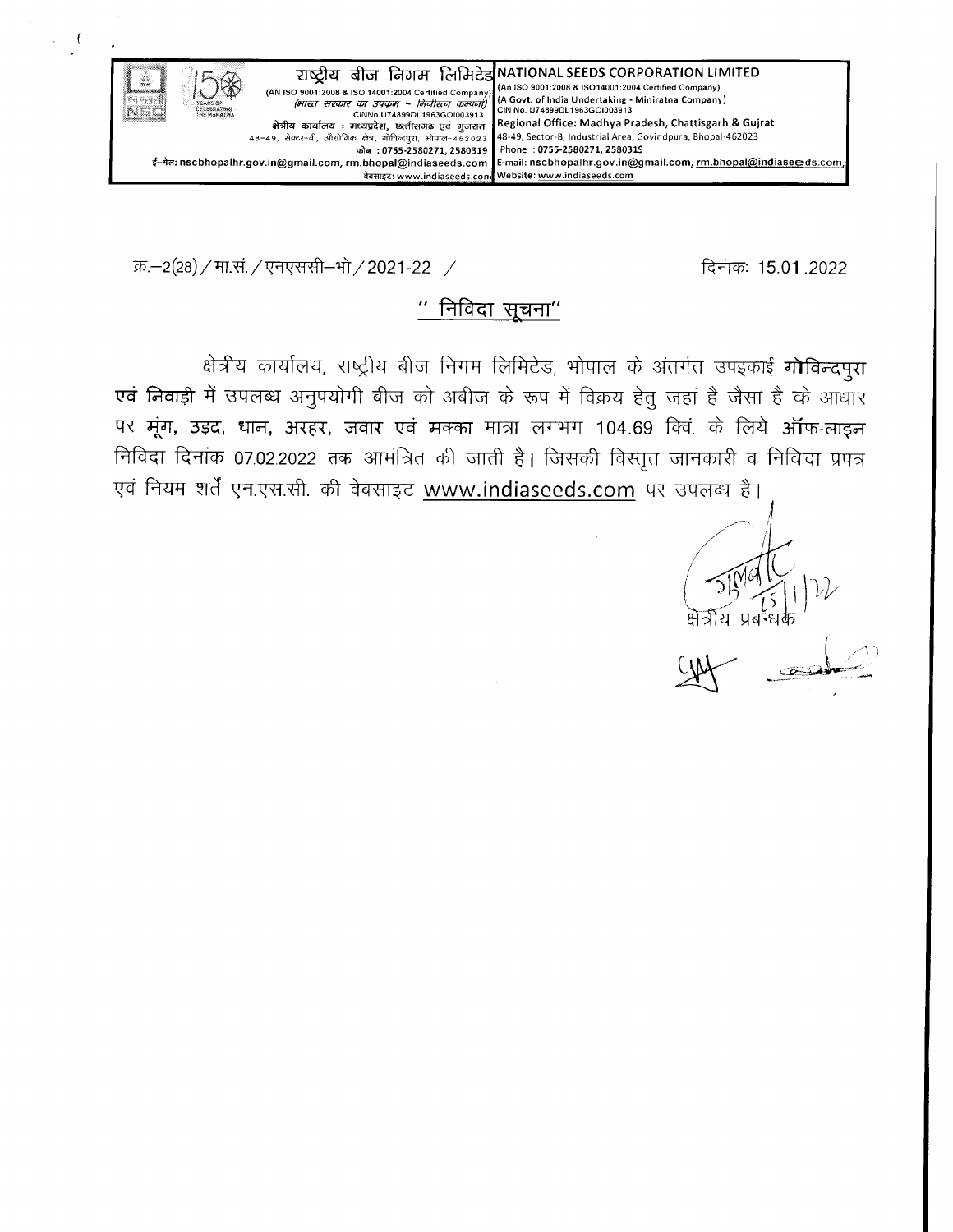**राष्ट्रीय बीज निगम लिमिटेड**
(AN ISO 9001:2008 & ISO 14001:2004 Certified Company)
(भारत सरकार का उपक्रम – मिनीरत्न कम्पनी)
CINNo.U74899DL1963GOI003913
क्षेत्रीय कार्यालय : मध्यप्रदेश, छत्तीसगढ एवं गुजरात
48-49, सेक्टर-बी, औद्योगिक क्षेत्र, गोविन्दपुरा, भोपाल-462023
फोन : 0755-2580271, 2580319
ई-मेल: nscbhopalhr.gov.in@gmail.com, rm.bhopal@indiaseeds.com
वेबसाइट: www.indiaseeds.com

**NATIONAL SEEDS CORPORATION LIMITED**
(An ISO 9001:2008 & ISO14001:2004 Certified Company)
(A Govt. of India Undertaking - Miniratna Company)
CIN No. U74899DL1963GOI003913
Regional Office: Madhya Pradesh, Chattisgarh & Gujrat
48-49, Sector-B, Industrial Area, Govindpura, Bhopal-462023
Phone : 0755-2580271, 2580319
E-mail: nscbhopalhr.gov.in@gmail.com, rm.bhopal@indiaseeds.com,
Website: www.indiaseeds.com

क्र.–2(28)/मा.सं./एनएससी–भो/2021-22 /

दिनांकः 15.01.2022

## " निविदा सूचना"

क्षेत्रीय कार्यालय, राष्ट्रीय बीज निगम लिमिटेड, भोपाल के अंतर्गत उपइकाई **गोविन्दपुरा एवं निवाड़ी** में उपलब्ध अनुपयोगी बीज को अबीज के रूप में विक्रय हेतु जहां है जैसा है के आधार पर **मूंग, उड़द, धान, अरहर, जवार एवं मक्का** मात्रा लगभग 104.69 क्विं. के लिये **ऑफ-लाइन** निविदा दिनांक 07.02.2022 तक आमंत्रित की जाती है। जिसकी विस्तृत जानकारी व निविदा प्रपत्र एवं नियम शर्तें एन.एस.सी. की वेबसाइट www.indiaseeds.com पर उपलब्ध है।

15/1/22
क्षेत्रीय प्रबन्धक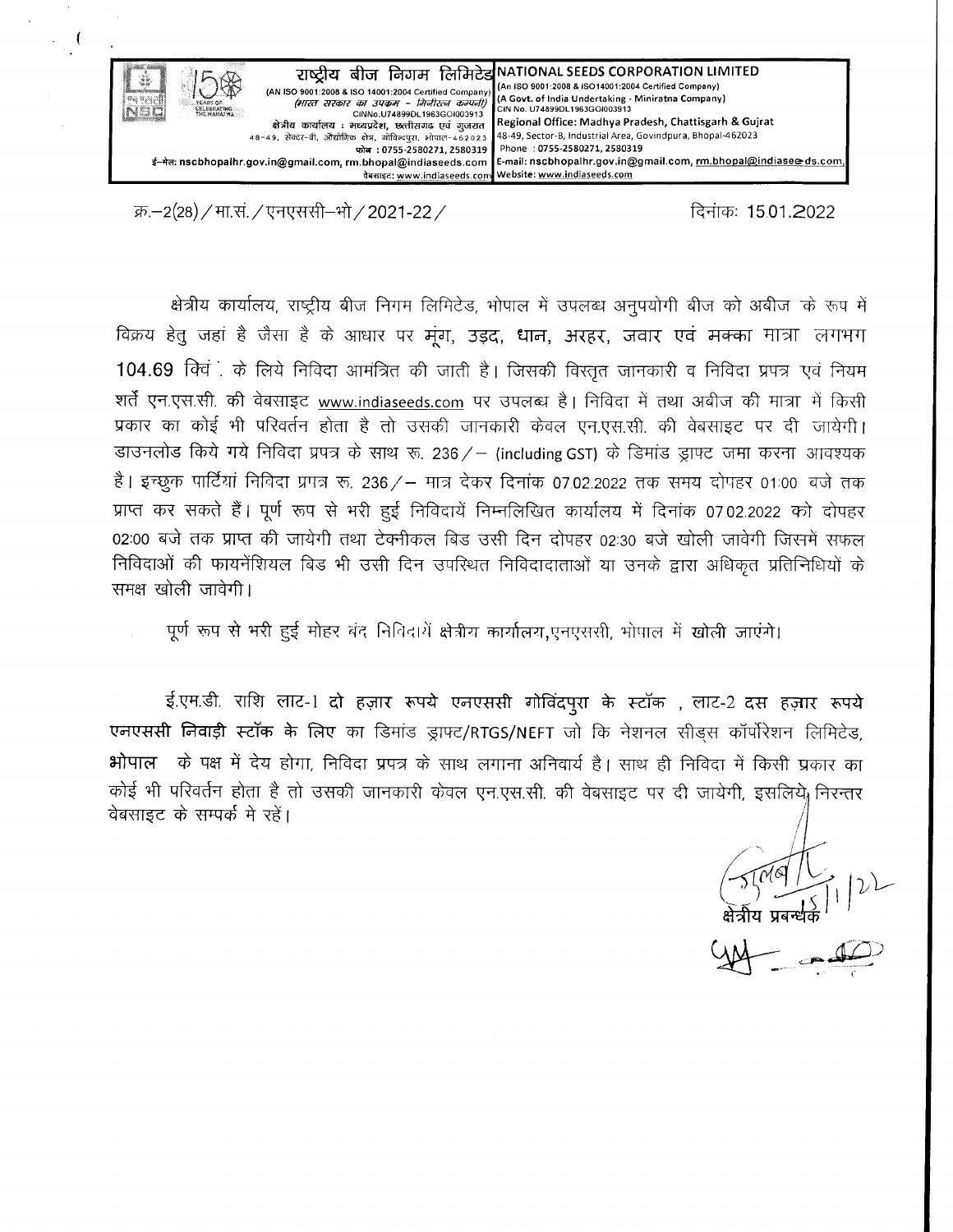**राष्ट्रीय बीज निगम लिमिटेड**
(AN ISO 9001:2008 & ISO 14001:2004 Certified Company)
*(भारत सरकार का उपक्रम – मिनीरत्न कम्पनी)*
CINNo.U74899DL1963GOI003913
क्षेत्रीय कार्यालय : मध्यप्रदेश, छत्तीसगढ़ एवं गुजरात
48-49, सेक्टर-बी, औद्योगिक क्षेत्र, गोविन्दपुरा, भोपाल-462023
फोन : 0755-2580271, 2580319
ई-मेल: nscbhopalhr.gov.in@gmail.com, rm.bhopal@indiaseeds.com
वेबसाइट: www.indiaseeds.com

**NATIONAL SEEDS CORPORATION LIMITED**
(An ISO 9001:2008 & ISO14001:2004 Certified Company)
(A Govt. of India Undertaking - Miniratna Company)
CIN No. U74899DL1963GOI003913
Regional Office: Madhya Pradesh, Chattisgarh & Gujrat
48-49, Sector-B, Industrial Area, Govindpura, Bhopal-462023
Phone : 0755-2580271, 2580319
E-mail: nscbhopalhr.gov.in@gmail.com, rm.bhopal@indiaseeds.com,
Website: www.indiaseeds.com

क्र.–2(28)/मा.सं./एनएससी–भो/2021-22/ दिनांकः 15.01.2022

क्षेत्रीय कार्यालय, राष्ट्रीय बीज निगम लिमिटेड, भोपाल में उपलब्ध अनुपयोगी बीज को अबीज के रूप में विक्रय हेतु जहां है जैसा है के आधार पर **मूंग, उड़द, धान, अरहर, जवार एवं मक्का** मात्रा लगभग **104.69 क्विं.** के लिये निविदा आमंत्रित की जाती है। जिसकी विस्तृत जानकारी व निविदा प्रपत्र एवं नियम शर्तें एन.एस.सी. की वेबसाइट www.indiaseeds.com पर उपलब्ध है। निविदा में तथा अबीज की मात्रा में किसी प्रकार का कोई भी परिवर्तन होता है तो उसकी जानकारी केवल एन.एस.सी. की वेबसाइट पर दी जायेगी। डाउनलोड किये गये निविदा प्रपत्र के साथ रू. 236/– (including GST) के डिमांड ड्राफ्ट जमा करना आवश्यक है। इच्छुक पार्टियां निविदा प्रपत्र रू. 236/– मात्र देकर दिनांक 07.02.2022 तक समय दोपहर 01:00 बजे तक प्राप्त कर सकते हैं। पूर्ण रूप से भरी हुई निविदायें निम्नलिखित कार्यालय में दिनांक 07.02.2022 को दोपहर 02:00 बजे तक प्राप्त की जायेगी तथा टेक्नीकल बिड उसी दिन दोपहर 02:30 बजे खोली जावेगी जिसमें सफल निविदाओं की फायनेंशियल बिड भी उसी दिन उपस्थित निविदादाताओं या उनके द्वारा अधिकृत प्रतिनिधियों के समक्ष खोली जावेगी।

पूर्ण रूप से भरी हुई मोहर बंद निविदायें **क्षेत्रीय कार्यालय**,एनएससी, भोपाल में **खोली जाएंगे**।

ई.एम.डी. राशि लाट-1 **दो हज़ार रूपये एनएससी गोविंदपुरा के स्टॉक , लाट-2 दस हज़ार रूपये एनएससी निवाड़ी स्टॉक के लिए** का डिमांड ड्राफ्ट/RTGS/NEFT जो कि नेशनल सीड्स कॉर्पोरेशन लिमिटेड, **भोपाल** के पक्ष में देय होगा, निविदा प्रपत्र के साथ लगाना अनिवार्य है। साथ ही निविदा में किसी प्रकार का कोई भी परिवर्तन होता है तो उसकी जानकारी केवल एन.एस.सी. की वेबसाइट पर दी जायेगी, इसलिये निरन्तर वेबसाइट के सम्पर्क मे रहें।

क्षेत्रीय प्रबन्धक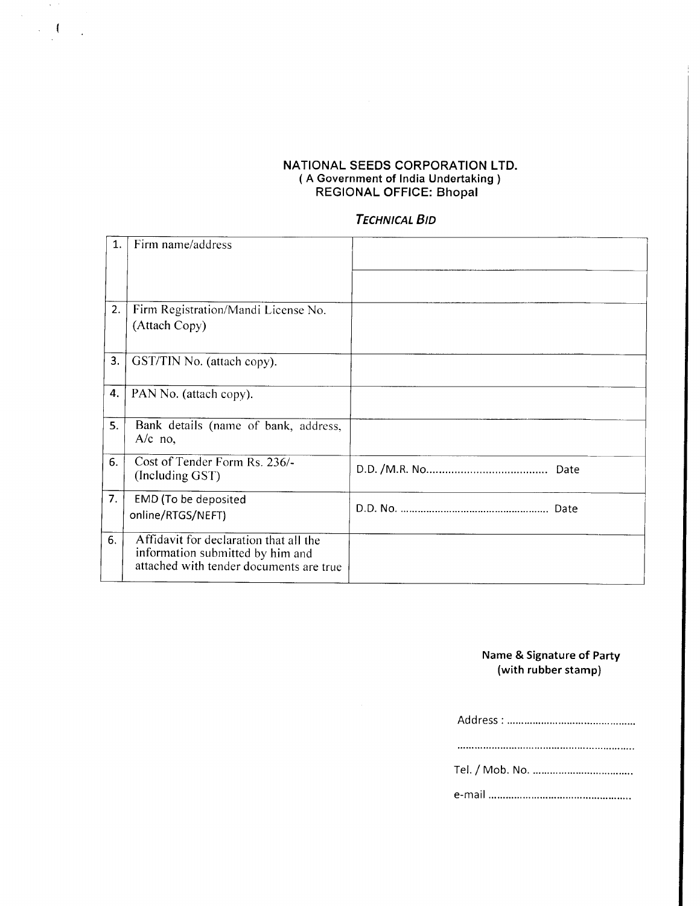**NATIONAL SEEDS CORPORATION LTD.**
**( A Government of India Undertaking )**
**REGIONAL OFFICE: Bhopal**

***TECHNICAL BID***

| | | |
|---|---|---|
| 1. | Firm name/address | |
| 2. | Firm Registration/Mandi License No. (Attach Copy) | |
| 3. | GST/TIN No. (attach copy). | |
| 4. | PAN No. (attach copy). | |
| 5. | Bank details (name of bank, address, A/c no, | |
| 6. | Cost of Tender Form Rs. 236/- (Including GST) | D.D. /M.R. No....................................... Date |
| 7. | EMD (To be deposited online/RTGS/NEFT) | D.D. No. .................................................. Date |
| 6. | Affidavit for declaration that all the information submitted by him and attached with tender documents are true | |

**Name & Signature of Party**
**(with rubber stamp)**

Address : ............................................

.............................................................

Tel. / Mob. No. ..................................

e-mail ................................................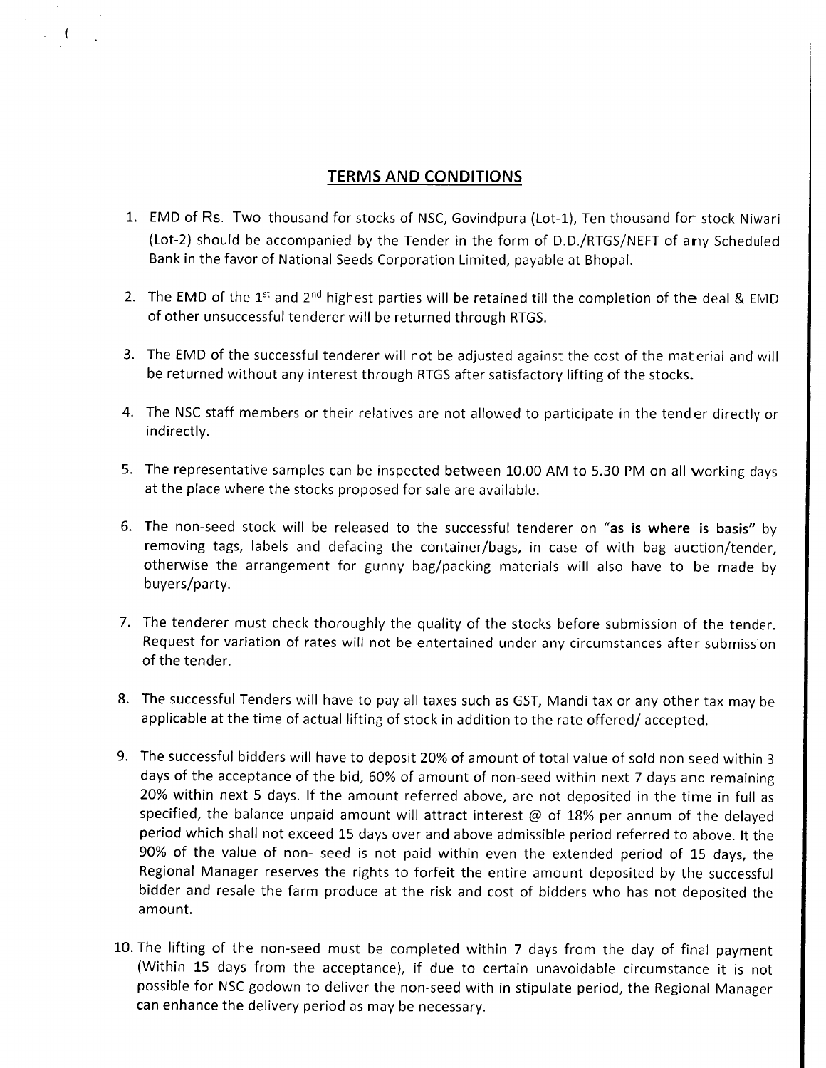## TERMS AND CONDITIONS

1. EMD of Rs. Two thousand for stocks of NSC, Govindpura (Lot-1), Ten thousand for stock Niwari (Lot-2) should be accompanied by the Tender in the form of D.D./RTGS/NEFT of any Scheduled Bank in the favor of National Seeds Corporation Limited, payable at Bhopal.

2. The EMD of the 1st and 2nd highest parties will be retained till the completion of the deal & EMD of other unsuccessful tenderer will be returned through RTGS.

3. The EMD of the successful tenderer will not be adjusted against the cost of the material and will be returned without any interest through RTGS after satisfactory lifting of the stocks.

4. The NSC staff members or their relatives are not allowed to participate in the tender directly or indirectly.

5. The representative samples can be inspected between 10.00 AM to 5.30 PM on all working days at the place where the stocks proposed for sale are available.

6. The non-seed stock will be released to the successful tenderer on **"as is where is basis"** by removing tags, labels and defacing the container/bags, in case of with bag auction/tender, otherwise the arrangement for gunny bag/packing materials will also have to be made by buyers/party.

7. The tenderer must check thoroughly the quality of the stocks before submission of the tender. Request for variation of rates will not be entertained under any circumstances after submission of the tender.

8. The successful Tenders will have to pay all taxes such as GST, Mandi tax or any other tax may be applicable at the time of actual lifting of stock in addition to the rate offered/ accepted.

9. The successful bidders will have to deposit 20% of amount of total value of sold non seed within 3 days of the acceptance of the bid, 60% of amount of non-seed within next 7 days and remaining 20% within next 5 days. If the amount referred above, are not deposited in the time in full as specified, the balance unpaid amount will attract interest @ of 18% per annum of the delayed period which shall not exceed 15 days over and above admissible period referred to above. It the 90% of the value of non- seed is not paid within even the extended period of 15 days, the Regional Manager reserves the rights to forfeit the entire amount deposited by the successful bidder and resale the farm produce at the risk and cost of bidders who has not deposited the amount.

10. The lifting of the non-seed must be completed within 7 days from the day of final payment (Within 15 days from the acceptance), if due to certain unavoidable circumstance it is not possible for NSC godown to deliver the non-seed with in stipulate period, the Regional Manager can enhance the delivery period as may be necessary.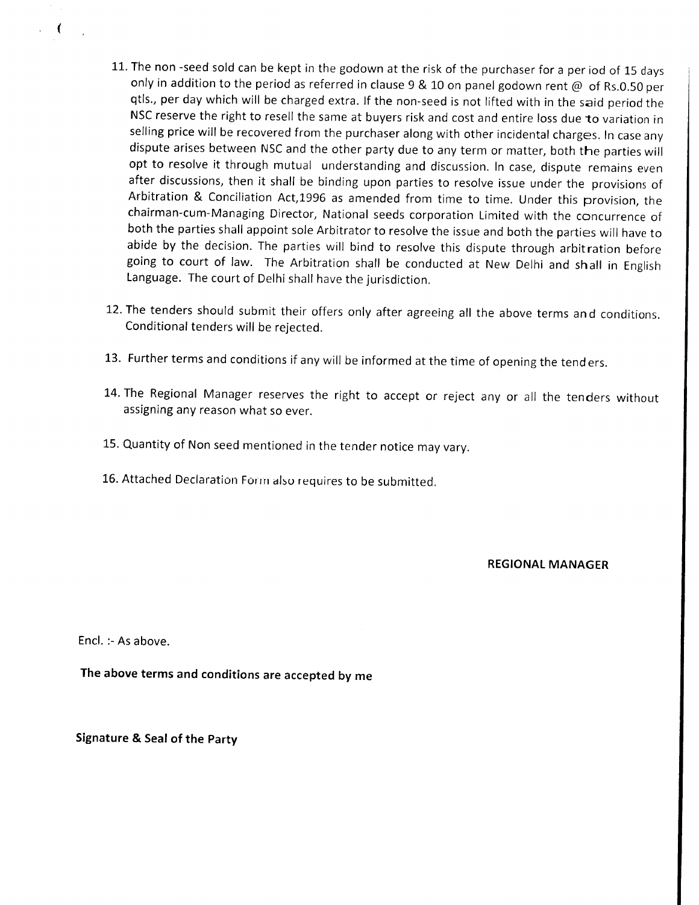11. The non -seed sold can be kept in the godown at the risk of the purchaser for a period of 15 days only in addition to the period as referred in clause 9 & 10 on panel godown rent @ of Rs.0.50 per qtls., per day which will be charged extra. If the non-seed is not lifted with in the said period the NSC reserve the right to resell the same at buyers risk and cost and entire loss due to variation in selling price will be recovered from the purchaser along with other incidental charges. In case any dispute arises between NSC and the other party due to any term or matter, both the parties will opt to resolve it through mutual understanding and discussion. In case, dispute remains even after discussions, then it shall be binding upon parties to resolve issue under the provisions of Arbitration & Conciliation Act,1996 as amended from time to time. Under this provision, the chairman-cum-Managing Director, National seeds corporation Limited with the concurrence of both the parties shall appoint sole Arbitrator to resolve the issue and both the parties will have to abide by the decision. The parties will bind to resolve this dispute through arbitration before going to court of law. The Arbitration shall be conducted at New Delhi and shall in English Language. The court of Delhi shall have the jurisdiction.

12. The tenders should submit their offers only after agreeing all the above terms and conditions. Conditional tenders will be rejected.

13. Further terms and conditions if any will be informed at the time of opening the tenders.

14. The Regional Manager reserves the right to accept or reject any or all the tenders without assigning any reason what so ever.

15. Quantity of Non seed mentioned in the tender notice may vary.

16. Attached Declaration Form also requires to be submitted.

**REGIONAL MANAGER**

Encl. :- As above.

**The above terms and conditions are accepted by me**

**Signature & Seal of the Party**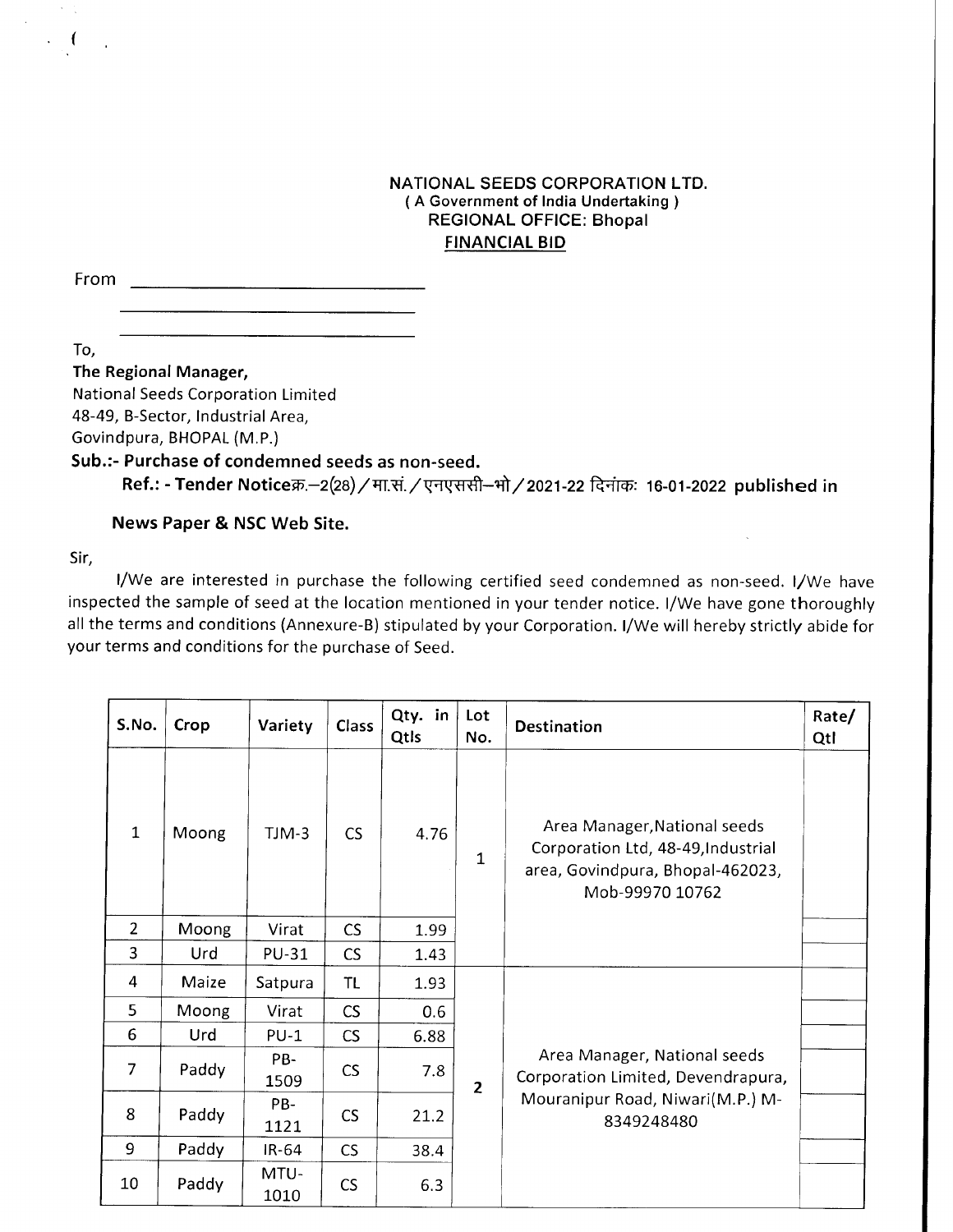**NATIONAL SEEDS CORPORATION LTD.**
**( A Government of India Undertaking )**
**REGIONAL OFFICE: Bhopal**
**FINANCIAL BID**

From ______________________________

______________________________

______________________________

To,

**The Regional Manager,**
National Seeds Corporation Limited
48-49, B-Sector, Industrial Area,
Govindpura, BHOPAL (M.P.)

**Sub.:- Purchase of condemned seeds as non-seed.**

**Ref.: - Tender Noticeक्र.–2(28)/मा.सं./एनएससी–भो/2021-22 दिनांकः 16-01-2022 published in News Paper & NSC Web Site.**

Sir,

I/We are interested in purchase the following certified seed condemned as non-seed. I/We have inspected the sample of seed at the location mentioned in your tender notice. I/We have gone thoroughly all the terms and conditions (Annexure-B) stipulated by your Corporation. I/We will hereby strictly abide for your terms and conditions for the purchase of Seed.

| S.No. | Crop | Variety | Class | Qty. in Qtls | Lot No. | Destination | Rate/ Qtl |
|---|---|---|---|---|---|---|---|
| 1 | Moong | TJM-3 | CS | 4.76 | 1 | Area Manager,National seeds Corporation Ltd, 48-49,Industrial area, Govindpura, Bhopal-462023, Mob-99970 10762 | |
| 2 | Moong | Virat | CS | 1.99 | | | |
| 3 | Urd | PU-31 | CS | 1.43 | | | |
| 4 | Maize | Satpura | TL | 1.93 | 2 | Area Manager, National seeds Corporation Limited, Devendrapura, Mouranipur Road, Niwari(M.P.) M-8349248480 | |
| 5 | Moong | Virat | CS | 0.6 | | | |
| 6 | Urd | PU-1 | CS | 6.88 | | | |
| 7 | Paddy | PB-1509 | CS | 7.8 | | | |
| 8 | Paddy | PB-1121 | CS | 21.2 | | | |
| 9 | Paddy | IR-64 | CS | 38.4 | | | |
| 10 | Paddy | MTU-1010 | CS | 6.3 | | | |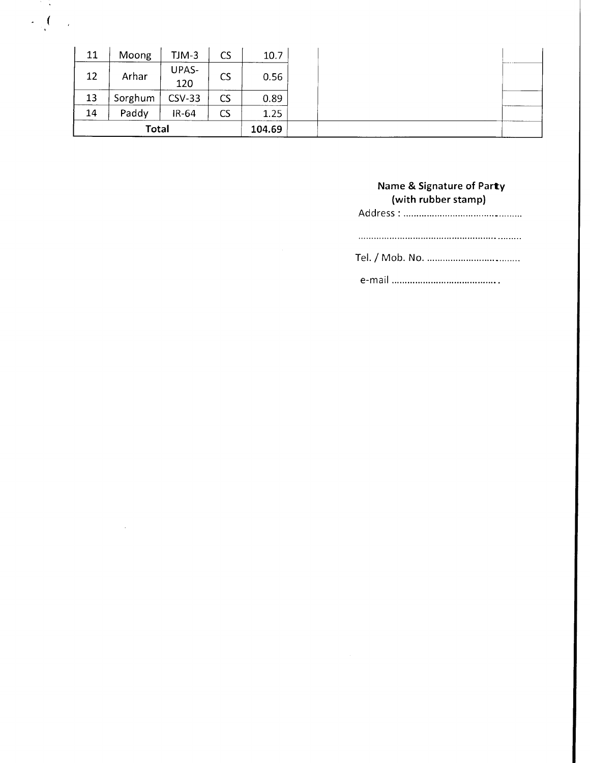| 11 | Moong | TJM-3 | CS | 10.7 | | | |
|---|---|---|---|---|---|---|---|
| 12 | Arhar | UPAS-120 | CS | 0.56 | | | |
| 13 | Sorghum | CSV-33 | CS | 0.89 | | | |
| 14 | Paddy | IR-64 | CS | 1.25 | | | |
| Total | | | | 104.69 | | | |

**Name & Signature of Party**
**(with rubber stamp)**

Address : ………………………………………

…………………………………………………

Tel. / Mob. No. ……………………………

e-mail ……………………………………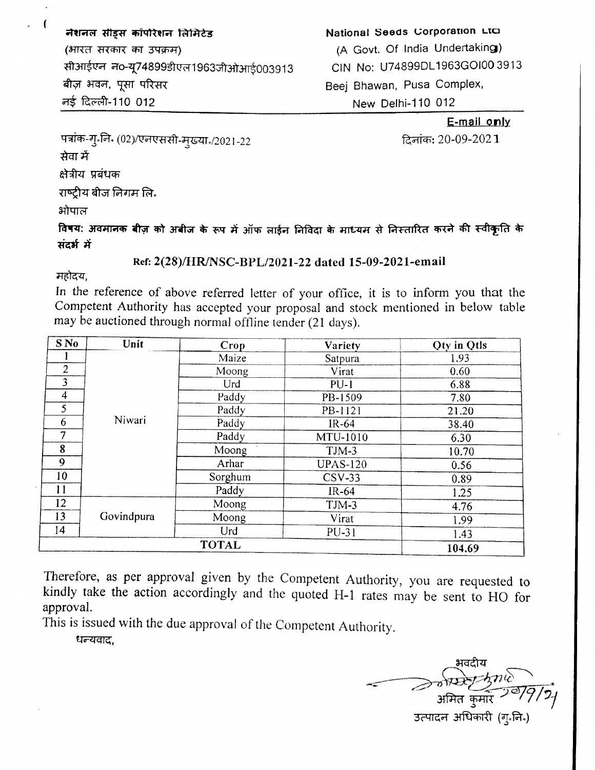नेशनल सीड्स कॉर्पोरेशन लिमिटेड
(भारत सरकार का उपक्रम)
सीआईएन न०-यू74899डीएल1963जीओआई003913
बीज़ भवन, पूसा परिसर
नई दिल्ली-110 012

National Seeds Corporation Ltd
(A Govt. Of India Undertaking)
CIN No: U74899DL1963GOI003913
Beej Bhawan, Pusa Complex,
New Delhi-110 012

**E-mail only**

पत्रांक-गु.नि. (02)/एनएससी-मुख्या./2021-22

दिनांक: 20-09-2021

सेवा में
क्षेत्रीय प्रबंधक
राष्ट्रीय बीज निगम लि.
भोपाल

**विषय: अवमानक बीज़ को अबीज के रूप में ऑफ लाईन निविदा के माध्यम से निस्तारित करने की स्वीकृति के संदर्भ में**

**Ref: 2(28)/HR/NSC-BPL/2021-22 dated 15-09-2021-email**

महोदय,

In the reference of above referred letter of your office, it is to inform you that the Competent Authority has accepted your proposal and stock mentioned in below table may be auctioned through normal offline tender (21 days).

| S No | Unit | Crop | Variety | Qty in Qtls |
|---|---|---|---|---|
| 1 | Niwari | Maize | Satpura | 1.93 |
| 2 | | Moong | Virat | 0.60 |
| 3 | | Urd | PU-1 | 6.88 |
| 4 | | Paddy | PB-1509 | 7.80 |
| 5 | | Paddy | PB-1121 | 21.20 |
| 6 | | Paddy | IR-64 | 38.40 |
| 7 | | Paddy | MTU-1010 | 6.30 |
| 8 | | Moong | TJM-3 | 10.70 |
| 9 | | Arhar | UPAS-120 | 0.56 |
| 10 | | Sorghum | CSV-33 | 0.89 |
| 11 | | Paddy | IR-64 | 1.25 |
| 12 | Govindpura | Moong | TJM-3 | 4.76 |
| 13 | | Moong | Virat | 1.99 |
| 14 | | Urd | PU-31 | 1.43 |
| **TOTAL** | | | | **104.69** |

Therefore, as per approval given by the Competent Authority, you are requested to kindly take the action accordingly and the quoted H-1 rates may be sent to HO for approval.

This is issued with the due approval of the Competent Authority.

धन्यवाद,

भवदीय
अमित कुमार 20/9/21
उत्पादन अधिकारी (गु.नि.)